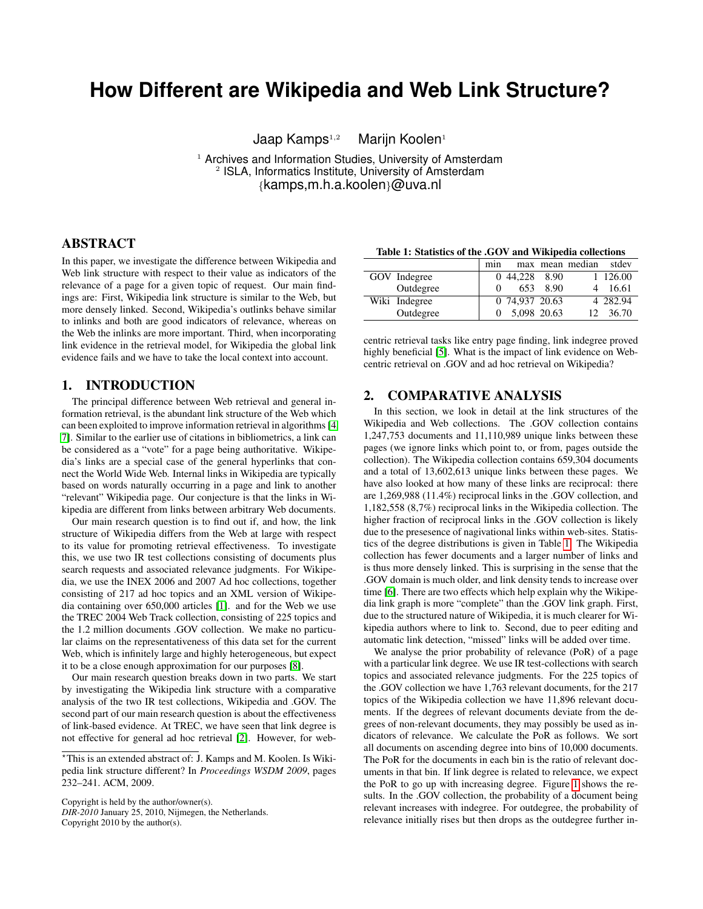# How Different are Wikipedia and Web Link Structure?

Jaap Kamps[1,2] Marijn Koolen[1]

[1] Archives and Information Studies, University of Amsterdam
[2] ISLA, Informatics Institute, University of Amsterdam
{kamps,m.h.a.koolen}@uva.nl

## ABSTRACT

In this paper, we investigate the difference between Wikipedia and Web link structure with respect to their value as indicators of the relevance of a page for a given topic of request. Our main findings are: First, Wikipedia link structure is similar to the Web, but more densely linked. Second, Wikipedia's outlinks behave similar to inlinks and both are good indicators of relevance, whereas on the Web the inlinks are more important. Third, when incorporating link evidence in the retrieval model, for Wikipedia the global link evidence fails and we have to take the local context into account.

## 1. INTRODUCTION

The principal difference between Web retrieval and general information retrieval, is the abundant link structure of the Web which can been exploited to improve information retrieval in algorithms [4, 7]. Similar to the earlier use of citations in bibliometrics, a link can be considered as a "vote" for a page being authoritative. Wikipedia's links are a special case of the general hyperlinks that connect the World Wide Web. Internal links in Wikipedia are typically based on words naturally occurring in a page and link to another "relevant" Wikipedia page. Our conjecture is that the links in Wikipedia are different from links between arbitrary Web documents.

Our main research question is to find out if, and how, the link structure of Wikipedia differs from the Web at large with respect to its value for promoting retrieval effectiveness. To investigate this, we use two IR test collections consisting of documents plus search requests and associated relevance judgments. For Wikipedia, we use the INEX 2006 and 2007 Ad hoc collections, together consisting of 217 ad hoc topics and an XML version of Wikipedia containing over 650,000 articles [1]. and for the Web we use the TREC 2004 Web Track collection, consisting of 225 topics and the 1.2 million documents .GOV collection. We make no particular claims on the representativeness of this data set for the current Web, which is infinitely large and highly heterogeneous, but expect it to be a close enough approximation for our purposes [8].

Our main research question breaks down in two parts. We start by investigating the Wikipedia link structure with a comparative analysis of the two IR test collections, Wikipedia and .GOV. The second part of our main research question is about the effectiveness of link-based evidence. At TREC, we have seen that link degree is not effective for general ad hoc retrieval [2]. However, for web-centric retrieval tasks like entry page finding, link indegree proved highly beneficial [5]. What is the impact of link evidence on Web-centric retrieval on .GOV and ad hoc retrieval on Wikipedia?

*This is an extended abstract of: J. Kamps and M. Koolen. Is Wikipedia link structure different? In *Proceedings WSDM 2009*, pages 232–241. ACM, 2009.

Copyright is held by the author/owner(s).
*DIR-2010* January 25, 2010, Nijmegen, the Netherlands.
Copyright 2010 by the author(s).

**Table 1: Statistics of the .GOV and Wikipedia collections**

| | | min | max | mean | median | stdev |
|---|---|---|---|---|---|---|
| GOV | Indegree | 0 | 44,228 | 8.90 | 1 | 126.00 |
| | Outdegree | 0 | 653 | 8.90 | 4 | 16.61 |
| Wiki | Indegree | 0 | 74,937 | 20.63 | 4 | 282.94 |
| | Outdegree | 0 | 5,098 | 20.63 | 12 | 36.70 |

## 2. COMPARATIVE ANALYSIS

In this section, we look in detail at the link structures of the Wikipedia and Web collections. The .GOV collection contains 1,247,753 documents and 11,110,989 unique links between these pages (we ignore links which point to, or from, pages outside the collection). The Wikipedia collection contains 659,304 documents and a total of 13,602,613 unique links between these pages. We have also looked at how many of these links are reciprocal: there are 1,269,988 (11.4%) reciprocal links in the .GOV collection, and 1,182,558 (8,7%) reciprocal links in the Wikipedia collection. The higher fraction of reciprocal links in the .GOV collection is likely due to the presesence of nagivational links within web-sites. Statistics of the degree distributions is given in Table 1. The Wikipedia collection has fewer documents and a larger number of links and is thus more densely linked. This is surprising in the sense that the .GOV domain is much older, and link density tends to increase over time [6]. There are two effects which help explain why the Wikipedia link graph is more "complete" than the .GOV link graph. First, due to the structured nature of Wikipedia, it is much clearer for Wikipedia authors where to link to. Second, due to peer editing and automatic link detection, "missed" links will be added over time.

We analyse the prior probability of relevance (PoR) of a page with a particular link degree. We use IR test-collections with search topics and associated relevance judgments. For the 225 topics of the .GOV collection we have 1,763 relevant documents, for the 217 topics of the Wikipedia collection we have 11,896 relevant documents. If the degrees of relevant documents deviate from the degrees of non-relevant documents, they may possibly be used as indicators of relevance. We calculate the PoR as follows. We sort all documents on ascending degree into bins of 10,000 documents. The PoR for the documents in each bin is the ratio of relevant documents in that bin. If link degree is related to relevance, we expect the PoR to go up with increasing degree. Figure 1 shows the results. In the .GOV collection, the probability of a document being relevant increases with indegree. For outdegree, the probability of relevance initially rises but then drops as the outdegree further in-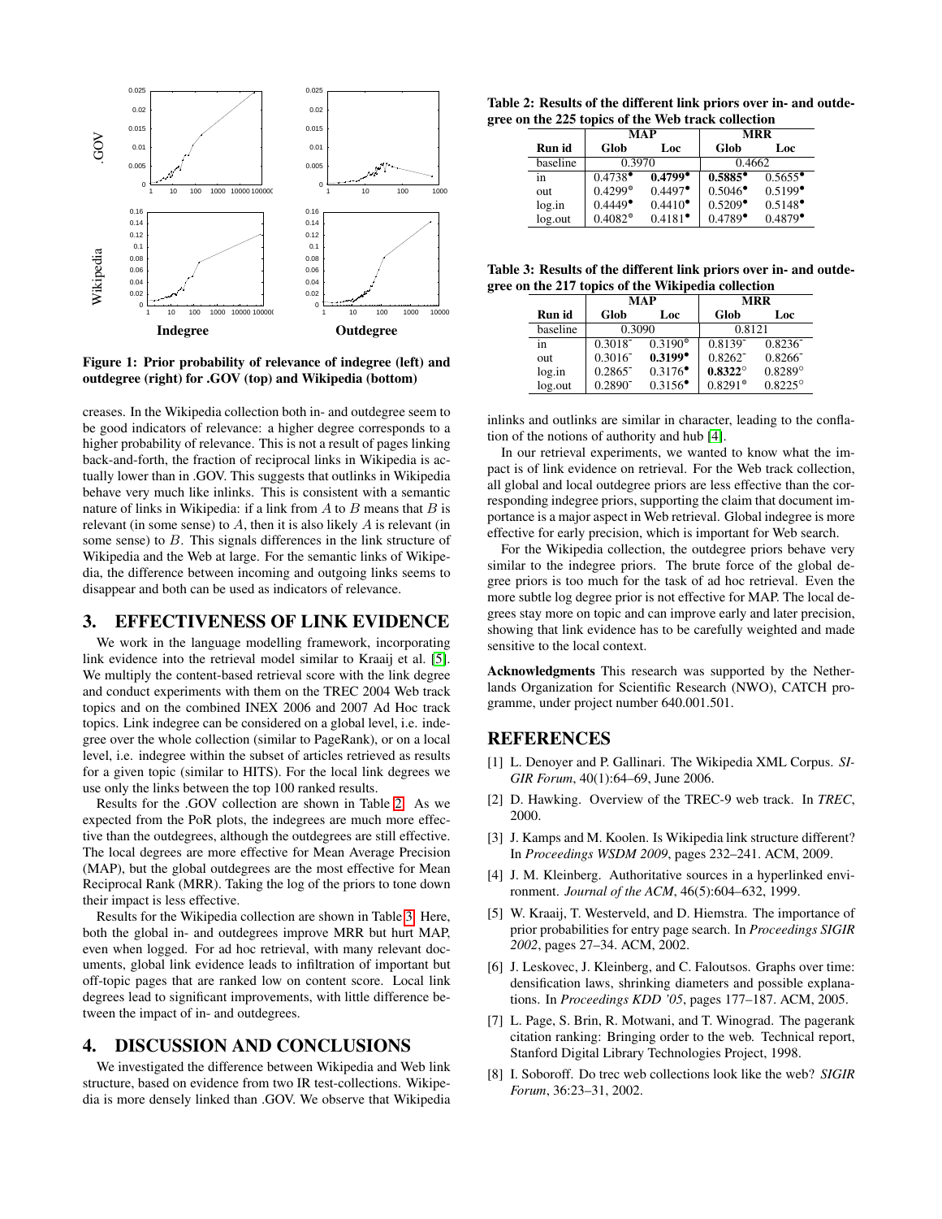.GOV

0.025
0.02
0.015
0.01
0.005
0
1 10 100 1000 10000 100000

0.025
0.02
0.015
0.01
0.005
0
1 10 100 1000

Wikipedia

0.16
0.14
0.12
0.1
0.08
0.06
0.04
0.02
0
1 10 100 1000 10000 100000

0.16
0.14
0.12
0.1
0.08
0.06
0.04
0.02
0
1 10 100 1000 10000

**Indegree** **Outdegree**

**Figure 1: Prior probability of relevance of indegree (left) and outdegree (right) for .GOV (top) and Wikipedia (bottom)**

creases. In the Wikipedia collection both in- and outdegree seem to be good indicators of relevance: a higher degree corresponds to a higher probability of relevance. This is not a result of pages linking back-and-forth, the fraction of reciprocal links in Wikipedia is actually lower than in .GOV. This suggests that outlinks in Wikipedia behave very much like inlinks. This is consistent with a semantic nature of links in Wikipedia: if a link from $A$ to $B$ means that $B$ is relevant (in some sense) to $A$, then it is also likely $A$ is relevant (in some sense) to $B$. This signals differences in the link structure of Wikipedia and the Web at large. For the semantic links of Wikipedia, the difference between incoming and outgoing links seems to disappear and both can be used as indicators of relevance.

## 3. EFFECTIVENESS OF LINK EVIDENCE

We work in the language modelling framework, incorporating link evidence into the retrieval model similar to Kraaij et al. [5]. We multiply the content-based retrieval score with the link degree and conduct experiments with them on the TREC 2004 Web track topics and on the combined INEX 2006 and 2007 Ad Hoc track topics. Link indegree can be considered on a global level, i.e. indegree over the whole collection (similar to PageRank), or on a local level, i.e. indegree within the subset of articles retrieved as results for a given topic (similar to HITS). For the local link degrees we use only the links between the top 100 ranked results.

Results for the .GOV collection are shown in Table 2. As we expected from the PoR plots, the indegrees are much more effective than the outdegrees, although the outdegrees are still effective. The local degrees are more effective for Mean Average Precision (MAP), but the global outdegrees are the most effective for Mean Reciprocal Rank (MRR). Taking the log of the priors to tone down their impact is less effective.

Results for the Wikipedia collection are shown in Table 3. Here, both the global in- and outdegrees improve MRR but hurt MAP, even when logged. For ad hoc retrieval, with many relevant documents, global link evidence leads to infiltration of important but off-topic pages that are ranked low on content score. Local link degrees lead to significant improvements, with little difference between the impact of in- and outdegrees.

## 4. DISCUSSION AND CONCLUSIONS

We investigated the difference between Wikipedia and Web link structure, based on evidence from two IR test-collections. Wikipedia is more densely linked than .GOV. We observe that Wikipedia

**Table 2: Results of the different link priors over in- and outdegree on the 225 topics of the Web track collection**

| | MAP | | MRR | |
|---|---|---|---|---|
| **Run id** | **Glob** | **Loc** | **Glob** | **Loc** |
| baseline | 0.3970 | | 0.4662 | |
| in | 0.4738• | **0.4799•** | **0.5885•** | 0.5655• |
| out | 0.4299◉ | 0.4497• | 0.5046• | 0.5199• |
| log.in | 0.4449• | 0.4410• | 0.5209• | 0.5148• |
| log.out | 0.4082◉ | 0.4181• | 0.4789• | 0.4879• |

**Table 3: Results of the different link priors over in- and outdegree on the 217 topics of the Wikipedia collection**

| | MAP | | MRR | |
|---|---|---|---|---|
| **Run id** | **Glob** | **Loc** | **Glob** | **Loc** |
| baseline | 0.3090 | | 0.8121 | |
| in | 0.3018⁻ | 0.3190◉ | 0.8139⁻ | 0.8236⁻ |
| out | 0.3016⁻ | **0.3199•** | 0.8262⁻ | 0.8266⁻ |
| log.in | 0.2865⁻ | 0.3176• | **0.8322**◦ | 0.8289◦ |
| log.out | 0.2890⁻ | 0.3156• | 0.8291◉ | 0.8225◦ |

inlinks and outlinks are similar in character, leading to the conflation of the notions of authority and hub [4].

In our retrieval experiments, we wanted to know what the impact is of link evidence on retrieval. For the Web track collection, all global and local outdegree priors are less effective than the corresponding indegree priors, supporting the claim that document importance is a major aspect in Web retrieval. Global indegree is more effective for early precision, which is important for Web search.

For the Wikipedia collection, the outdegree priors behave very similar to the indegree priors. The brute force of the global degree priors is too much for the task of ad hoc retrieval. Even the more subtle log degree prior is not effective for MAP. The local degrees stay more on topic and can improve early and later precision, showing that link evidence has to be carefully weighted and made sensitive to the local context.

**Acknowledgments** This research was supported by the Netherlands Organization for Scientific Research (NWO), CATCH programme, under project number 640.001.501.

## REFERENCES

[1] L. Denoyer and P. Gallinari. The Wikipedia XML Corpus. *SIGIR Forum*, 40(1):64–69, June 2006.

[2] D. Hawking. Overview of the TREC-9 web track. In *TREC*, 2000.

[3] J. Kamps and M. Koolen. Is Wikipedia link structure different? In *Proceedings WSDM 2009*, pages 232–241. ACM, 2009.

[4] J. M. Kleinberg. Authoritative sources in a hyperlinked environment. *Journal of the ACM*, 46(5):604–632, 1999.

[5] W. Kraaij, T. Westerveld, and D. Hiemstra. The importance of prior probabilities for entry page search. In *Proceedings SIGIR 2002*, pages 27–34. ACM, 2002.

[6] J. Leskovec, J. Kleinberg, and C. Faloutsos. Graphs over time: densification laws, shrinking diameters and possible explanations. In *Proceedings KDD '05*, pages 177–187. ACM, 2005.

[7] L. Page, S. Brin, R. Motwani, and T. Winograd. The pagerank citation ranking: Bringing order to the web. Technical report, Stanford Digital Library Technologies Project, 1998.

[8] I. Soboroff. Do trec web collections look like the web? *SIGIR Forum*, 36:23–31, 2002.